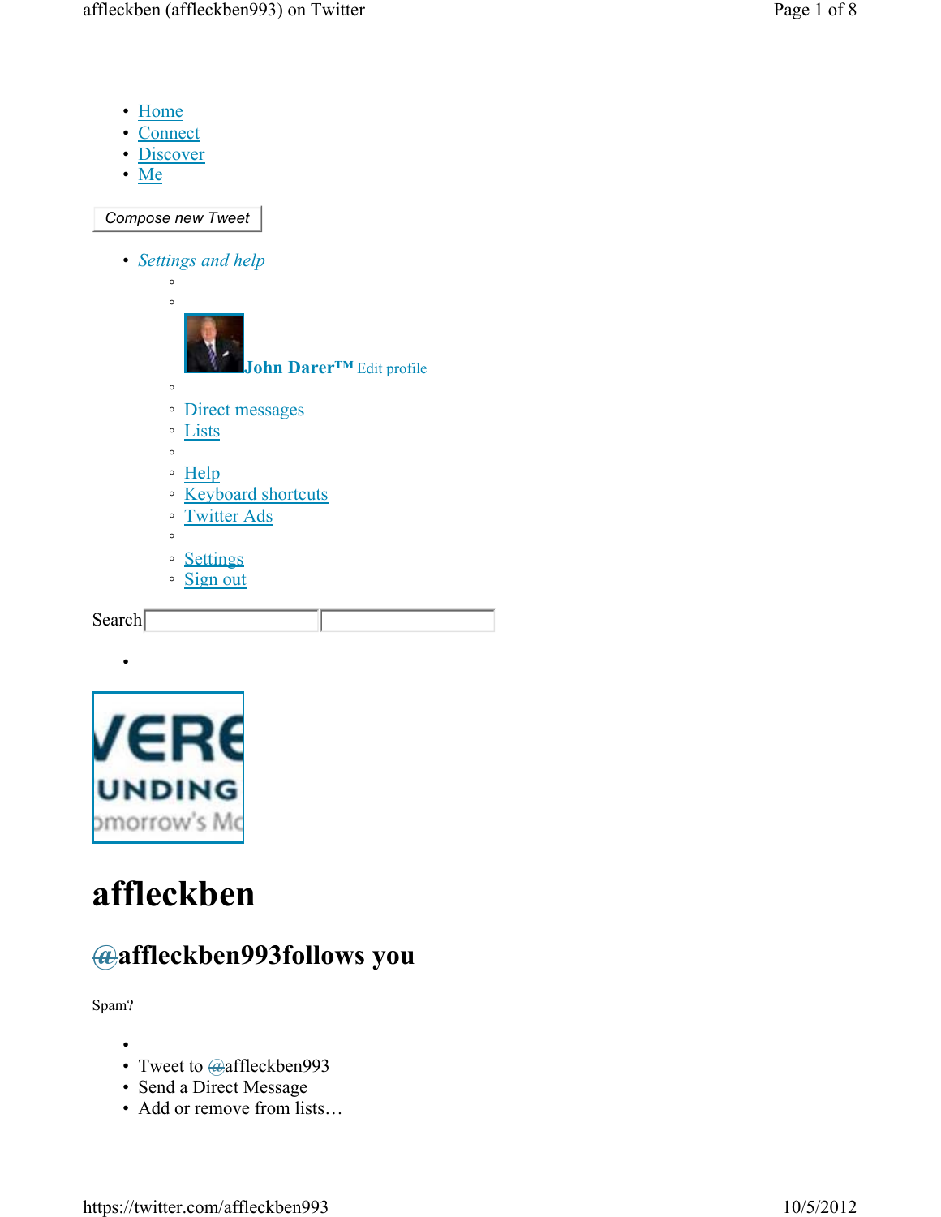- Home
- Connect
- Discover
- Me

Compose new Tweet

- *Settings and help*
    - 
    - 
      John Darer™ Edit profile
    - 
    - Direct messages
    - Lists
    - 
    - Help
    - Keyboard shortcuts
    - Twitter Ads
    - 
    - Settings
    - Sign out

Search

- 

# affleckben

## @affleckben993follows you

Spam?

- 
- Tweet to @affleckben993
- Send a Direct Message
- Add or remove from lists…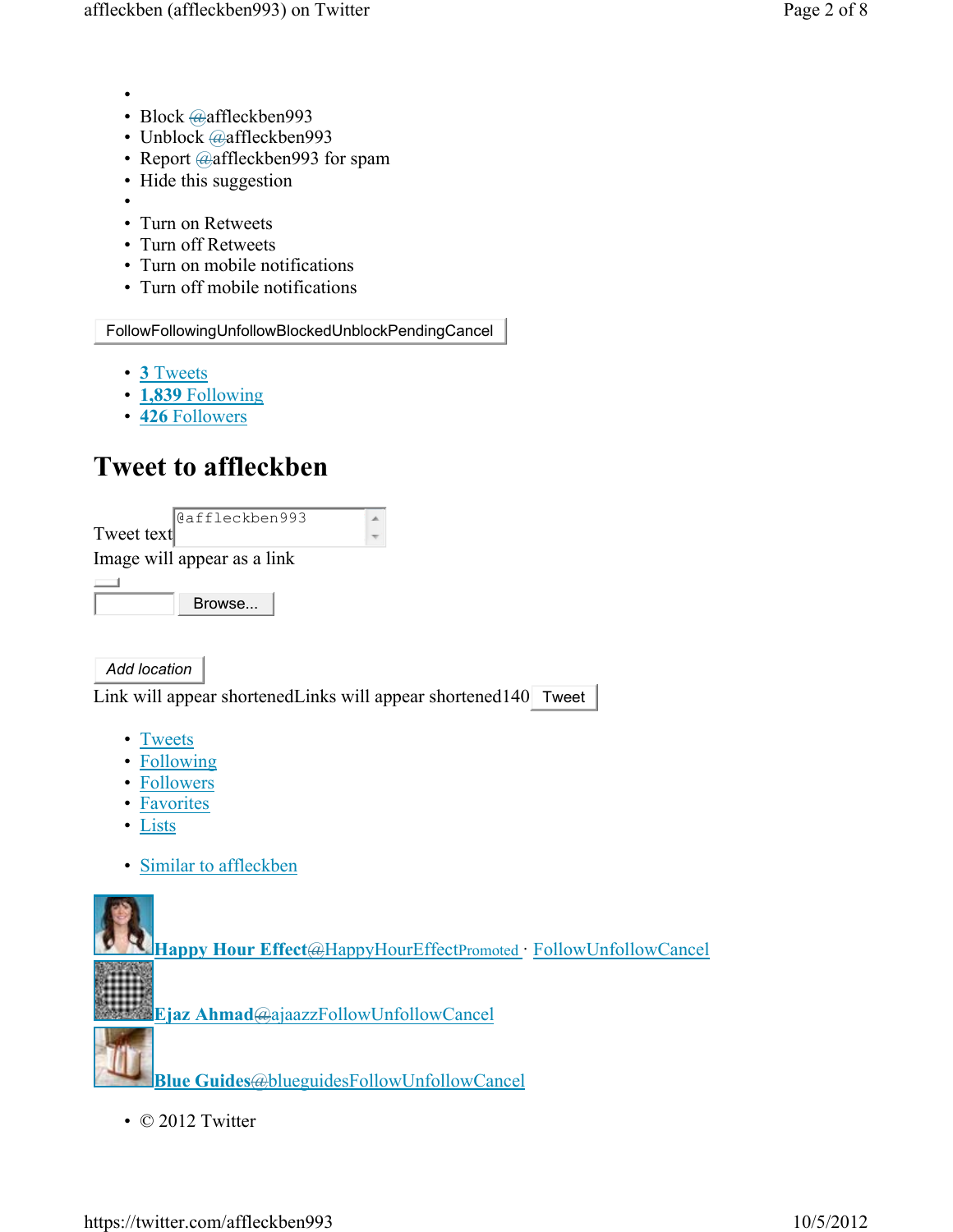- 
- Block @affleckben993
- Unblock @affleckben993
- Report @affleckben993 for spam
- Hide this suggestion
- 
- Turn on Retweets
- Turn off Retweets
- Turn on mobile notifications
- Turn off mobile notifications

FollowFollowingUnfollowBlockedUnblockPendingCancel

- **3** Tweets
- **1,839** Following
- **426** Followers

# Tweet to affleckben

Tweet text @affleckben993

Image will appear as a link

Browse...

*Add location*

Link will appear shortenedLinks will appear shortened140 Tweet

- Tweets
- Following
- Followers
- Favorites
- Lists

- Similar to affleckben

**Happy Hour Effect**@HappyHourEffectPromoted · FollowUnfollowCancel

**Ejaz Ahmad**@ajaazzFollowUnfollowCancel

**Blue Guides**@blueguidesFollowUnfollowCancel

- © 2012 Twitter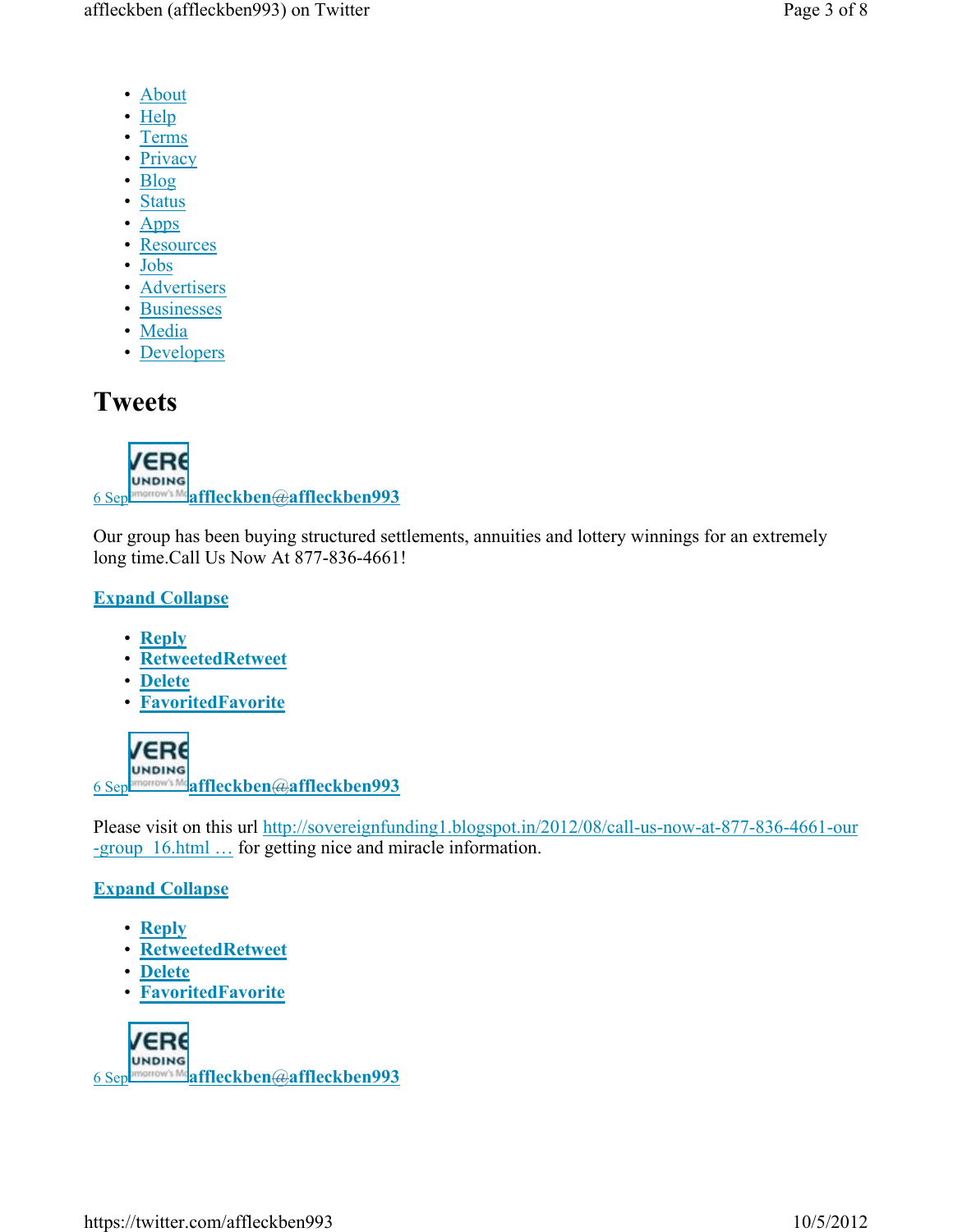- About
- Help
- Terms
- Privacy
- Blog
- Status
- Apps
- Resources
- Jobs
- Advertisers
- Businesses
- Media
- Developers

# Tweets

6 Sep **affleckben@affleckben993**

Our group has been buying structured settlements, annuities and lottery winnings for an extremely long time.Call Us Now At 877-836-4661!

**Expand Collapse**

- **Reply**
- **RetweetedRetweet**
- **Delete**
- **FavoritedFavorite**

6 Sep **affleckben@affleckben993**

Please visit on this url http://sovereignfunding1.blogspot.in/2012/08/call-us-now-at-877-836-4661-our-group_16.html … for getting nice and miracle information.

**Expand Collapse**

- **Reply**
- **RetweetedRetweet**
- **Delete**
- **FavoritedFavorite**

6 Sep **affleckben@affleckben993**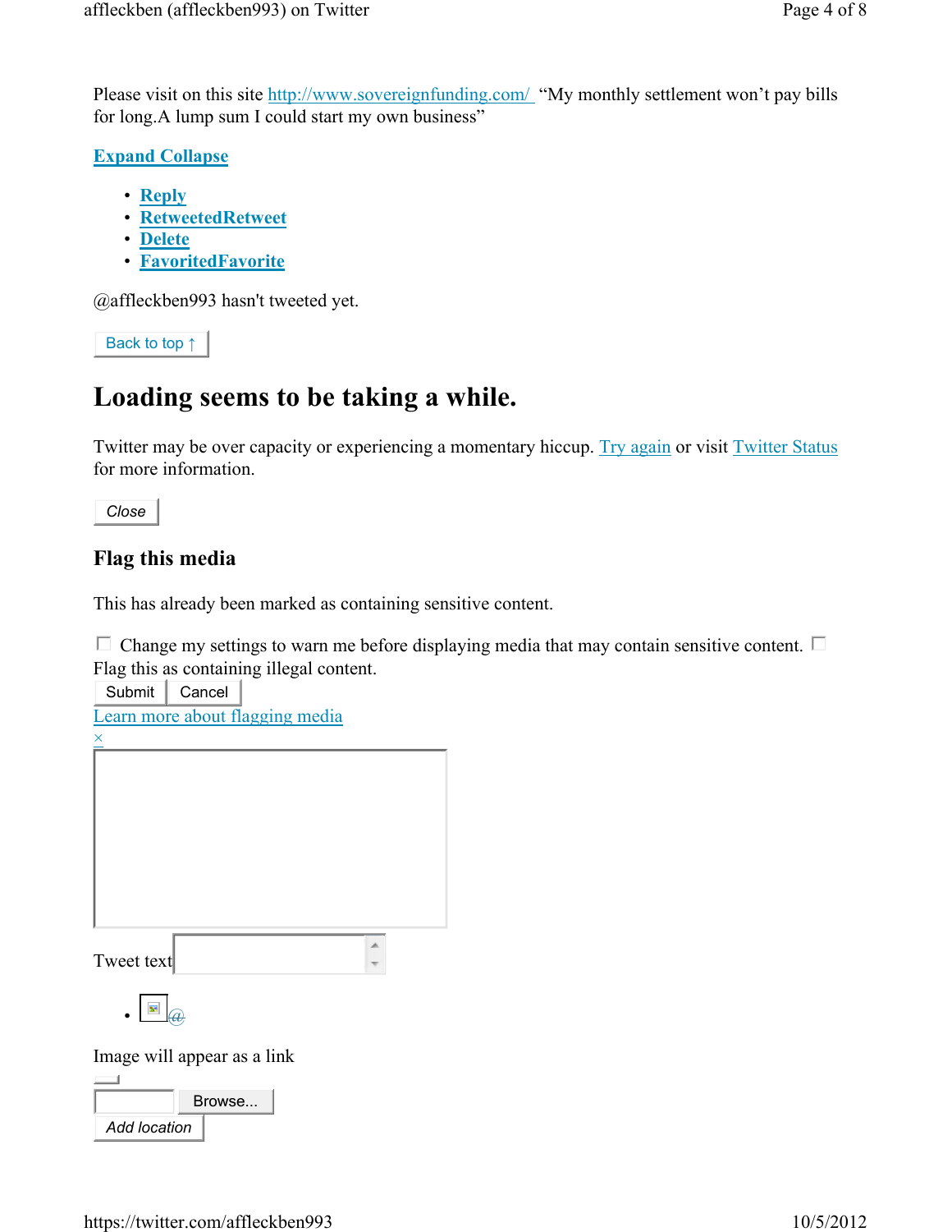Please visit on this site http://www.sovereignfunding.com/ "My monthly settlement won't pay bills for long.A lump sum I could start my own business"

**Expand Collapse**

- **Reply**
- **RetweetedRetweet**
- **Delete**
- **FavoritedFavorite**

@affleckben993 hasn't tweeted yet.

Back to top ↑

# Loading seems to be taking a while.

Twitter may be over capacity or experiencing a momentary hiccup. Try again or visit Twitter Status for more information.

Close

## Flag this media

This has already been marked as containing sensitive content.

☐ Change my settings to warn me before displaying media that may contain sensitive content. ☐ Flag this as containing illegal content.

Submit Cancel

Learn more about flagging media

×

Tweet text

- @

Image will appear as a link

Browse...

Add location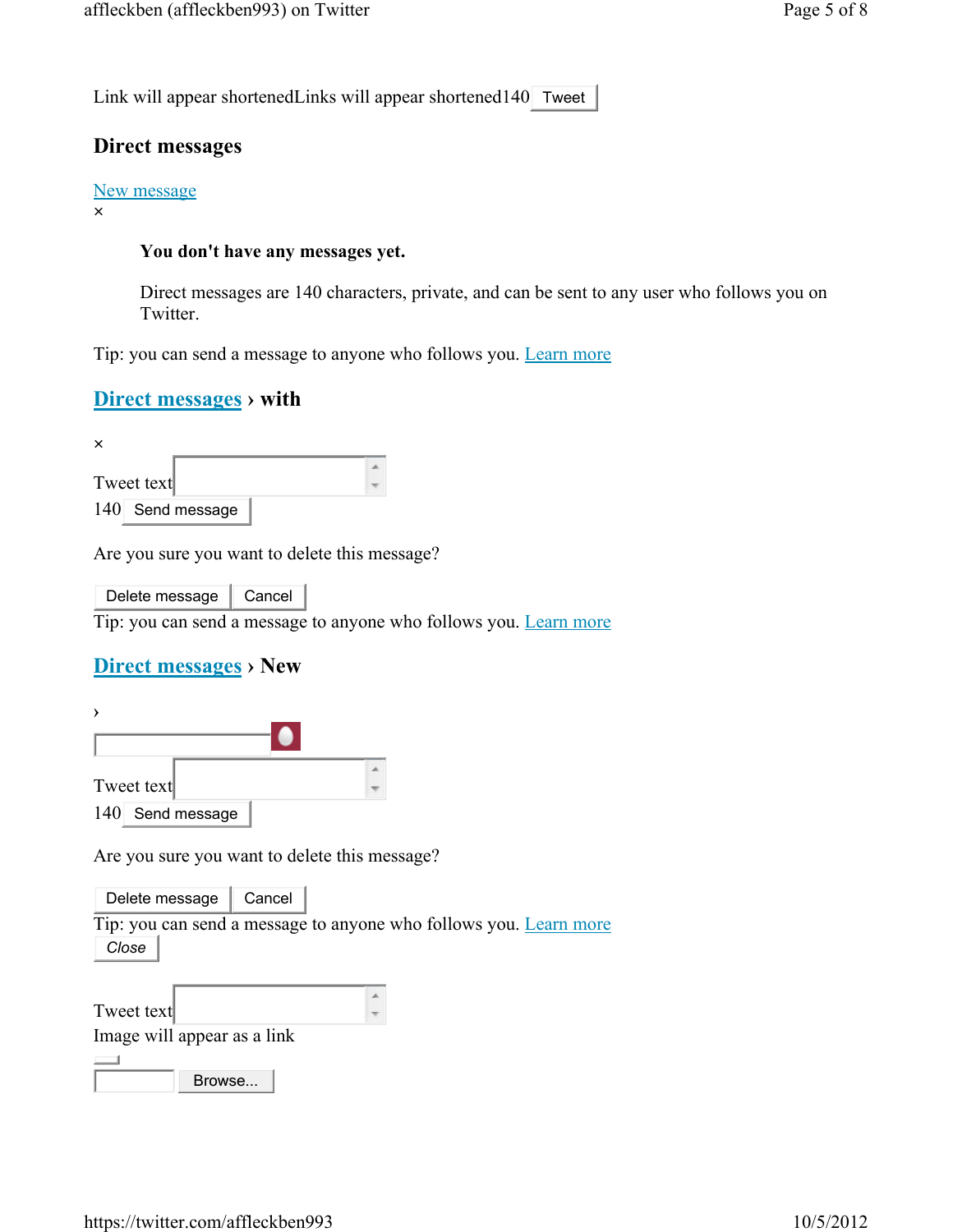Link will appear shortenedLinks will appear shortened140 Tweet

## Direct messages

[New message](#)

×

**You don't have any messages yet.**

Direct messages are 140 characters, private, and can be sent to any user who follows you on Twitter.

Tip: you can send a message to anyone who follows you. [Learn more](#)

## [Direct messages](#) › with

×

Tweet text

140 Send message

Are you sure you want to delete this message?

Delete message Cancel

Tip: you can send a message to anyone who follows you. [Learn more](#)

## [Direct messages](#) › New

›

Tweet text

140 Send message

Are you sure you want to delete this message?

Delete message Cancel

Tip: you can send a message to anyone who follows you. [Learn more](#)

Close

Tweet text

Image will appear as a link

Browse...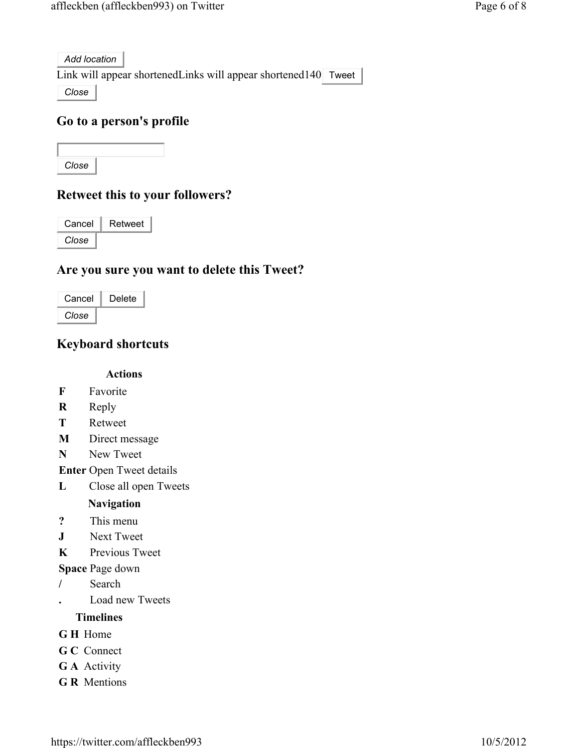*Add location*

Link will appear shortenedLinks will appear shortened140 Tweet

*Close*

## Go to a person's profile

*Close*

## Retweet this to your followers?

Cancel Retweet

*Close*

## Are you sure you want to delete this Tweet?

Cancel Delete

*Close*

## Keyboard shortcuts

**Actions**

| | |
|---|---|
| **F** | Favorite |
| **R** | Reply |
| **T** | Retweet |
| **M** | Direct message |
| **N** | New Tweet |
| **Enter** | Open Tweet details |
| **L** | Close all open Tweets |

**Navigation**

| | |
|---|---|
| **?** | This menu |
| **J** | Next Tweet |
| **K** | Previous Tweet |
| **Space** | Page down |
| **/** | Search |
| **.** | Load new Tweets |

**Timelines**

| | |
|---|---|
| **G H** | Home |
| **G C** | Connect |
| **G A** | Activity |
| **G R** | Mentions |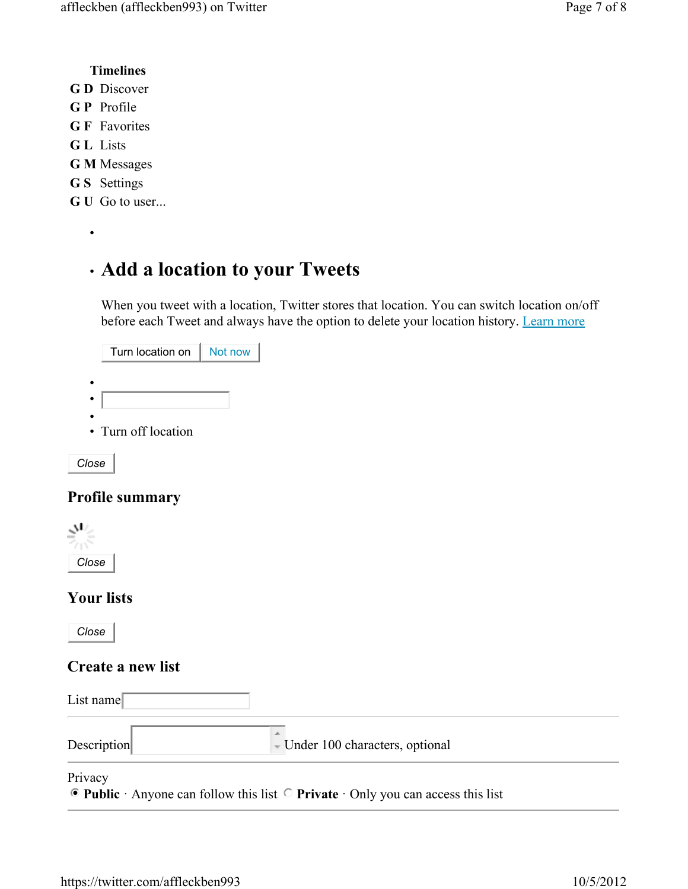**Timelines**

**G D** Discover
**G P** Profile
**G F** Favorites
**G L** Lists
**G M** Messages
**G S** Settings
**G U** Go to user...

- 
- ## Add a location to your Tweets

  When you tweet with a location, Twitter stores that location. You can switch location on/off before each Tweet and always have the option to delete your location history. Learn more

  Turn location on | Not now

- 
- 
- 
- Turn off location

Close

## Profile summary

Close

## Your lists

Close

## Create a new list

List name

Description Under 100 characters, optional

Privacy
**Public** · Anyone can follow this list **Private** · Only you can access this list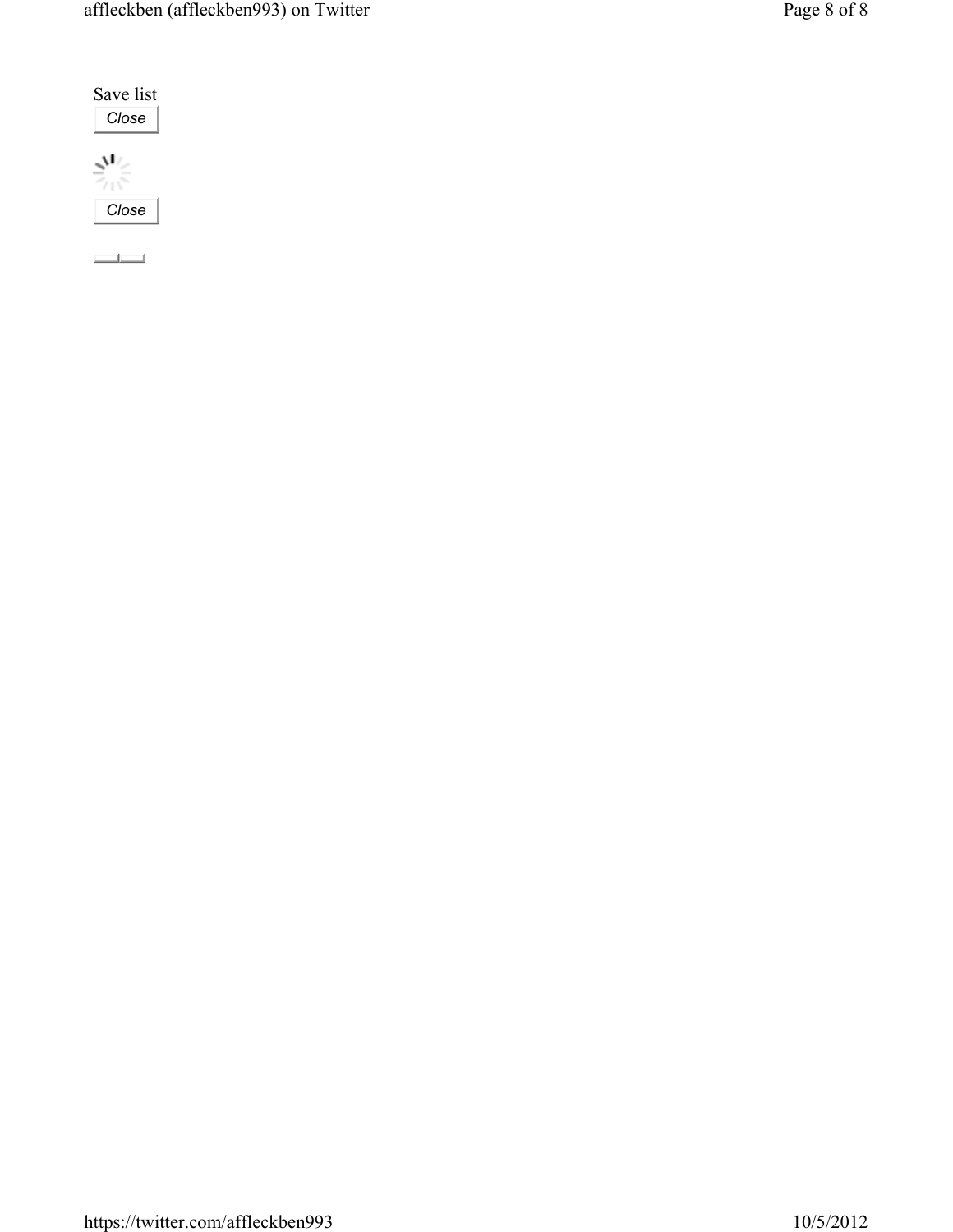Save list

Close

Close